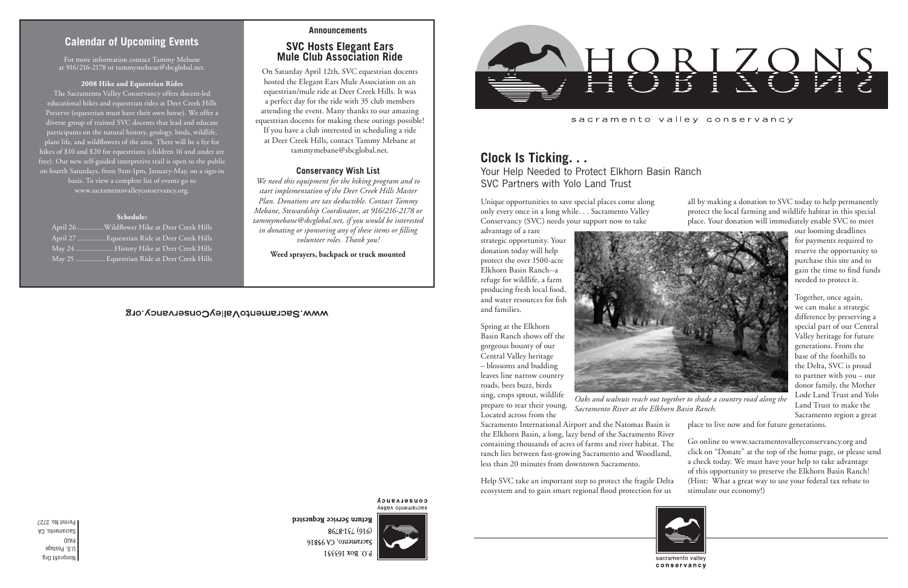## Calendar of Upcoming Events

For more information contact Tammy Mebane at 916/216-2178 or tammymebane@sbcglobal.net.

**2008 Hike and Equestrian Rides**

The Sacramento Valley Conservancy offers docent-led educational hikes and equestrian rides at Deer Creek Hills Preserve (equestrian must have their own horse). We offer a diverse group of trained SVC docents that lead and educate participants on the natural history, geology, birds, wildlife, plant life, and wildflowers of the area. There will be a fee for hikes of $10 and $20 for equestrians (children 16 and under are free). Our new self-guided interpretive trail is open to the public on fourth Saturdays, from 9am-1pm, January-May, on a sign-in basis. To view a complete list of events go to www.sacramentovalleyconservancy.org.

**Schedule:**

April 26 .............. Wildflower Hike at Deer Creek Hills
April 27 ............... Equestrian Ride at Deer Creek Hills
May 24 ..................... History Hike at Deer Creek Hills
May 25 ................ Equestrian Ride at Deer Creek Hills

### Announcements

## SVC Hosts Elegant Ears Mule Club Association Ride

On Saturday April 12th, SVC equestrian docents hosted the Elegant Ears Mule Association on an equestrian/mule ride at Deer Creek Hills. It was a perfect day for the ride with 35 club members attending the event. Many thanks to our amazing equestrian docents for making these outings possible! If you have a club interested in scheduling a ride at Deer Creek Hills, contact Tammy Mebane at tammymebane@sbcglobal.net.

### Conservancy Wish List

*We need this equipment for the hiking program and to start implementation of the Deer Creek Hills Master Plan. Donations are tax deductible. Contact Tammy Mebane, Stewardship Coordinator, at 916/216-2178 or tammymebane@sbcglobal.net, if you would be interested in donating or sponsoring any of these items or filling volunteer roles. Thank you!*

**Weed sprayers, backpack or truck mounted**

www.SacramentoValleyConservancy.org

sacramento valley conservancy

**Return Service Requested**

P.O. Box 163351
Sacramento, CA 95816
(916) 731-8798

Nonprofit Org.
U.S. Postage
PAID
Sacramento, CA
Permit No. 2727

# HORIZONS

sacramento valley conservancy

## Clock Is Ticking. . .

### Your Help Needed to Protect Elkhorn Basin Ranch
### SVC Partners with Yolo Land Trust

Unique opportunities to save special places come along only every once in a while. . . Sacramento Valley Conservancy (SVC) needs your support now to take advantage of a rare strategic opportunity. Your donation today will help protect the over 1500-acre Elkhorn Basin Ranch--a refuge for wildlife, a farm producing fresh local food, and water resources for fish and families.

Spring at the Elkhorn Basin Ranch shows off the gorgeous bounty of our Central Valley heritage – blossoms and budding leaves line narrow country roads, bees buzz, birds sing, crops sprout, wildlife prepare to rear their young. Located across from the Sacramento International Airport and the Natomas Basin is the Elkhorn Basin, a long, lazy bend of the Sacramento River containing thousands of acres of farms and river habitat. The ranch lies between fast-growing Sacramento and Woodland, less than 20 minutes from downtown Sacramento.

*Oaks and walnuts reach out together to shade a country road along the Sacramento River at the Elkhorn Basin Ranch.*

Help SVC take an important step to protect the fragile Delta ecosystem and to gain smart regional flood protection for us all by making a donation to SVC today to help permanently protect the local farming and wildlife habitat in this special place. Your donation will immediately enable SVC to meet our looming deadlines for payments required to reserve the opportunity to purchase this site and to gain the time to find funds needed to protect it.

Together, once again, we can make a strategic difference by preserving a special part of our Central Valley heritage for future generations. From the base of the foothills to the Delta, SVC is proud to partner with you – our donor family, the Mother Lode Land Trust and Yolo Land Trust to make the Sacramento region a great place to live now and for future generations.

Go online to www.sacramentovalleyconservancy.org and click on "Donate" at the top of the home page, or please send a check today. We must have your help to take advantage of this opportunity to preserve the Elkhorn Basin Ranch! (Hint: What a great way to use your federal tax rebate to stimulate our economy!)

sacramento valley conservancy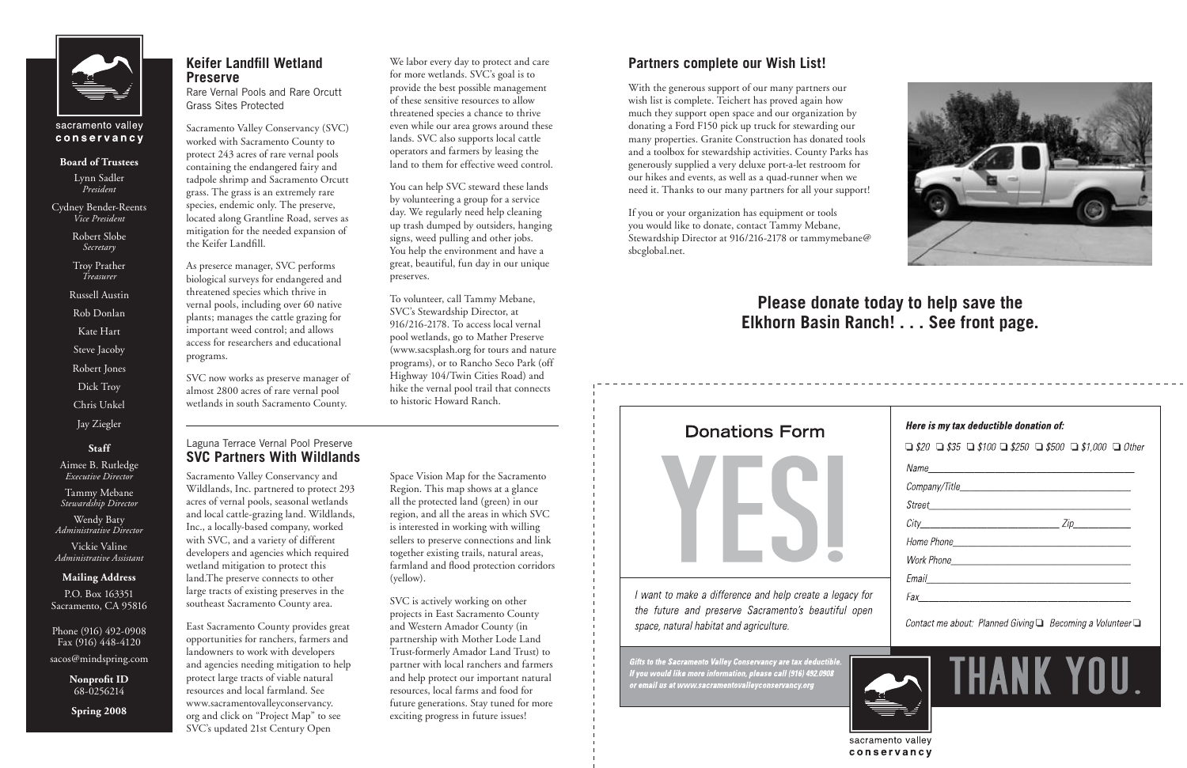sacramento valley
conservancy

**Board of Trustees**

Lynn Sadler
*President*

Cydney Bender-Reents
*Vice President*

Robert Slobe
*Secretary*

Troy Prather
*Treasurer*

Russell Austin

Rob Donlan

Kate Hart

Steve Jacoby

Robert Jones

Dick Troy

Chris Unkel

Jay Ziegler

**Staff**

Aimee B. Rutledge
*Executive Director*

Tammy Mebane
*Stewardship Director*

Wendy Baty
*Administrative Director*

Vickie Valine
*Administrative Assistant*

**Mailing Address**

P.O. Box 163351
Sacramento, CA 95816

Phone (916) 492-0908
Fax (916) 448-4120

sacos@mindspring.com

**Nonprofit ID**
68-0256214

**Spring 2008**

## Keifer Landfill Wetland Preserve

Rare Vernal Pools and Rare Orcutt Grass Sites Protected

Sacramento Valley Conservancy (SVC) worked with Sacramento County to protect 243 acres of rare vernal pools containing the endangered fairy and tadpole shrimp and Sacramento Orcutt grass. The grass is an extremely rare species, endemic only. The preserve, located along Grantline Road, serves as mitigation for the needed expansion of the Keifer Landfill.

As preserce manager, SVC performs biological surveys for endangered and threatened species which thrive in vernal pools, including over 60 native plants; manages the cattle grazing for important weed control; and allows access for researchers and educational programs.

SVC now works as preserve manager of almost 2800 acres of rare vernal pool wetlands in south Sacramento County.

We labor every day to protect and care for more wetlands. SVC's goal is to provide the best possible management of these sensitive resources to allow threatened species a chance to thrive even while our area grows around these lands. SVC also supports local cattle operators and farmers by leasing the land to them for effective weed control.

You can help SVC steward these lands by volunteering a group for a service day. We regularly need help cleaning up trash dumped by outsiders, hanging signs, weed pulling and other jobs. You help the environment and have a great, beautiful, fun day in our unique preserves.

To volunteer, call Tammy Mebane, SVC's Stewardship Director, at 916/216-2178. To access local vernal pool wetlands, go to Mather Preserve (www.sacsplash.org for tours and nature programs), or to Rancho Seco Park (off Highway 104/Twin Cities Road) and hike the vernal pool trail that connects to historic Howard Ranch.

Laguna Terrace Vernal Pool Preserve

## SVC Partners With Wildlands

Sacramento Valley Conservancy and Wildlands, Inc. partnered to protect 293 acres of vernal pools, seasonal wetlands and local cattle-grazing land. Wildlands, Inc., a locally-based company, worked with SVC, and a variety of different developers and agencies which required wetland mitigation to protect this land.The preserve connects to other large tracts of existing preserves in the southeast Sacramento County area.

East Sacramento County provides great opportunities for ranchers, farmers and landowners to work with developers and agencies needing mitigation to help protect large tracts of viable natural resources and local farmland. See www.sacramentovalleyconservancy.org and click on "Project Map" to see SVC's updated 21st Century Open Space Vision Map for the Sacramento Region. This map shows at a glance all the protected land (green) in our region, and all the areas in which SVC is interested in working with willing sellers to preserve connections and link together existing trails, natural areas, farmland and flood protection corridors (yellow).

SVC is actively working on other projects in East Sacramento County and Western Amador County (in partnership with Mother Lode Land Trust-formerly Amador Land Trust) to partner with local ranchers and farmers and help protect our important natural resources, local farms and food for future generations. Stay tuned for more exciting progress in future issues!

## Partners complete our Wish List!

With the generous support of our many partners our wish list is complete. Teichert has proved again how much they support open space and our organization by donating a Ford F150 pick up truck for stewarding our many properties. Granite Construction has donated tools and a toolbox for stewardship activities. County Parks has generously supplied a very deluxe port-a-let restroom for our hikes and events, as well as a quad-runner when we need it. Thanks to our many partners for all your support!

If you or your organization has equipment or tools you would like to donate, contact Tammy Mebane, Stewardship Director at 916/216-2178 or tammymebane@sbcglobal.net.

## Please donate today to help save the Elkhorn Basin Ranch! . . . See front page.

## Donations Form

# YES!

*I want to make a difference and help create a legacy for the future and preserve Sacramento's beautiful open space, natural habitat and agriculture.*

***Gifts to the Sacramento Valley Conservancy are tax deductible. If you would like more information, please call (916) 492.0908 or email us at www.sacramentovalleyconservancy.org***

***Here is my tax deductible donation of:***

❑ $20 ❑ $35 ❑ $100 ❑ $250 ❑ $500 ❑ $1,000 ❑ Other

Name\_\_\_\_\_\_\_\_\_\_\_\_\_\_\_\_\_\_\_\_\_\_\_\_\_\_\_\_

Company/Title\_\_\_\_\_\_\_\_\_\_\_\_\_\_\_\_\_\_\_\_\_\_

Street\_\_\_\_\_\_\_\_\_\_\_\_\_\_\_\_\_\_\_\_\_\_\_\_\_\_\_\_

City\_\_\_\_\_\_\_\_\_\_\_\_\_\_\_\_\_\_\_\_ Zip\_\_\_\_\_\_\_\_

Home Phone\_\_\_\_\_\_\_\_\_\_\_\_\_\_\_\_\_\_\_\_\_\_\_\_

Work Phone\_\_\_\_\_\_\_\_\_\_\_\_\_\_\_\_\_\_\_\_\_\_\_\_

Email\_\_\_\_\_\_\_\_\_\_\_\_\_\_\_\_\_\_\_\_\_\_\_\_\_\_\_\_

Fax\_\_\_\_\_\_\_\_\_\_\_\_\_\_\_\_\_\_\_\_\_\_\_\_\_\_\_\_\_\_

Contact me about: Planned Giving ❑ Becoming a Volunteer ❑

# THANK YOU.

sacramento valley
conservancy